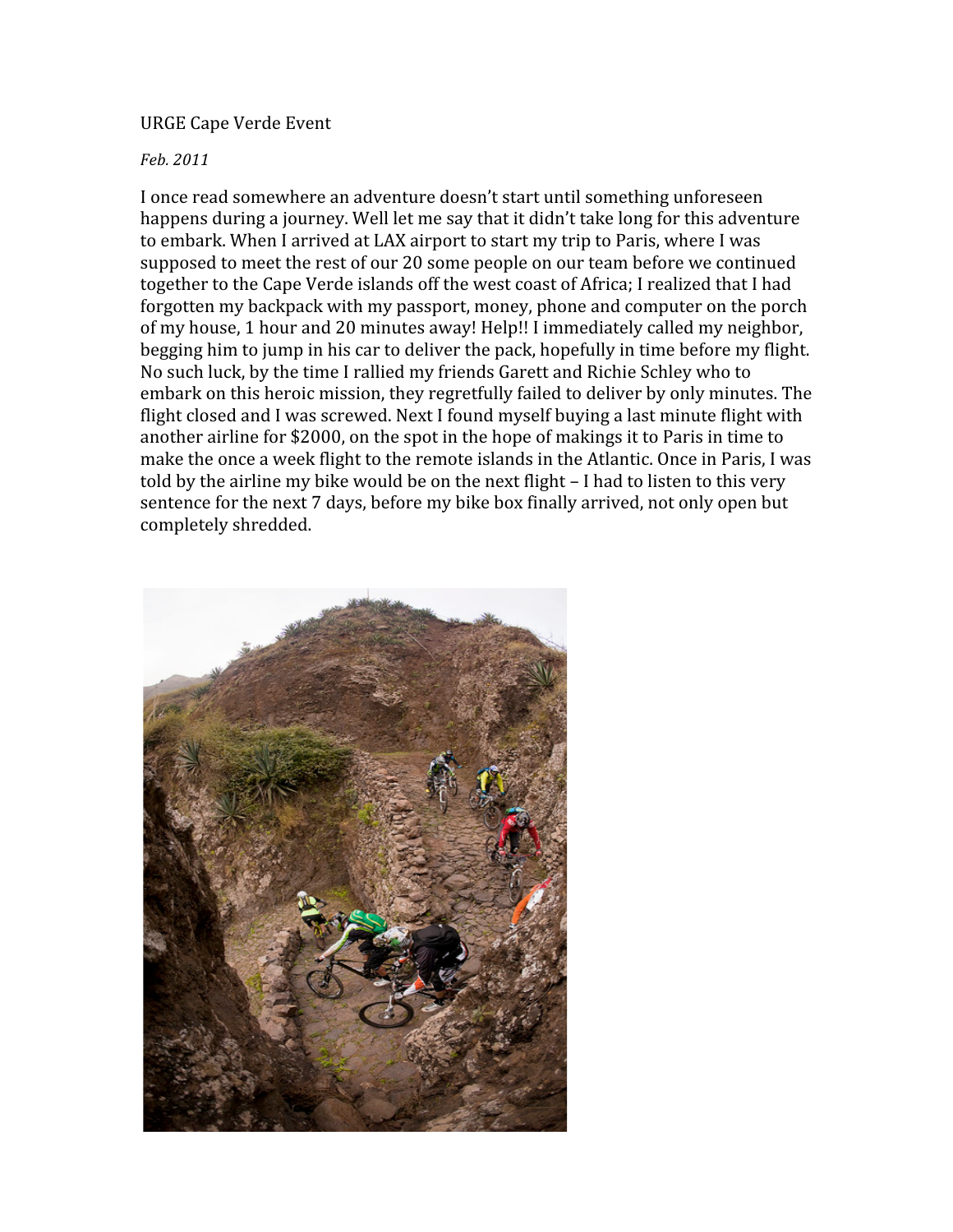URGE Cape Verde Event

*Feb. 2011*

I once read somewhere an adventure doesn't start until something unforeseen happens during a journey. Well let me say that it didn't take long for this adventure to embark. When I arrived at LAX airport to start my trip to Paris, where I was supposed to meet the rest of our 20 some people on our team before we continued together to the Cape Verde islands off the west coast of Africa; I realized that I had forgotten my backpack with my passport, money, phone and computer on the porch of my house, 1 hour and 20 minutes away! Help!! I immediately called my neighbor, begging him to jump in his car to deliver the pack, hopefully in time before my flight. No such luck, by the time I rallied my friends Garett and Richie Schley who to embark on this heroic mission, they regretfully failed to deliver by only minutes. The flight closed and I was screwed. Next I found myself buying a last minute flight with another airline for $2000, on the spot in the hope of makings it to Paris in time to make the once a week flight to the remote islands in the Atlantic. Once in Paris, I was told by the airline my bike would be on the next flight – I had to listen to this very sentence for the next 7 days, before my bike box finally arrived, not only open but completely shredded.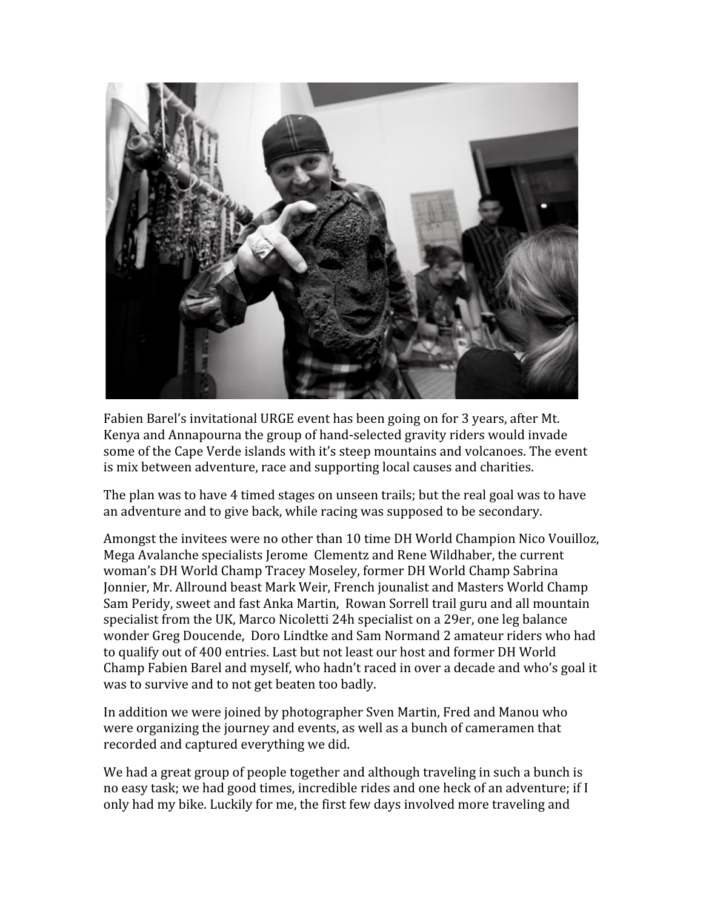Fabien Barel's invitational URGE event has been going on for 3 years, after Mt. Kenya and Annapourna the group of hand-selected gravity riders would invade some of the Cape Verde islands with it's steep mountains and volcanoes. The event is mix between adventure, race and supporting local causes and charities.

The plan was to have 4 timed stages on unseen trails; but the real goal was to have an adventure and to give back, while racing was supposed to be secondary.

Amongst the invitees were no other than 10 time DH World Champion Nico Vouilloz, Mega Avalanche specialists Jerome Clementz and Rene Wildhaber, the current woman's DH World Champ Tracey Moseley, former DH World Champ Sabrina Jonnier, Mr. Allround beast Mark Weir, French jounalist and Masters World Champ Sam Peridy, sweet and fast Anka Martin, Rowan Sorrell trail guru and all mountain specialist from the UK, Marco Nicoletti 24h specialist on a 29er, one leg balance wonder Greg Doucende, Doro Lindtke and Sam Normand 2 amateur riders who had to qualify out of 400 entries. Last but not least our host and former DH World Champ Fabien Barel and myself, who hadn't raced in over a decade and who's goal it was to survive and to not get beaten too badly.

In addition we were joined by photographer Sven Martin, Fred and Manou who were organizing the journey and events, as well as a bunch of cameramen that recorded and captured everything we did.

We had a great group of people together and although traveling in such a bunch is no easy task; we had good times, incredible rides and one heck of an adventure; if I only had my bike. Luckily for me, the first few days involved more traveling and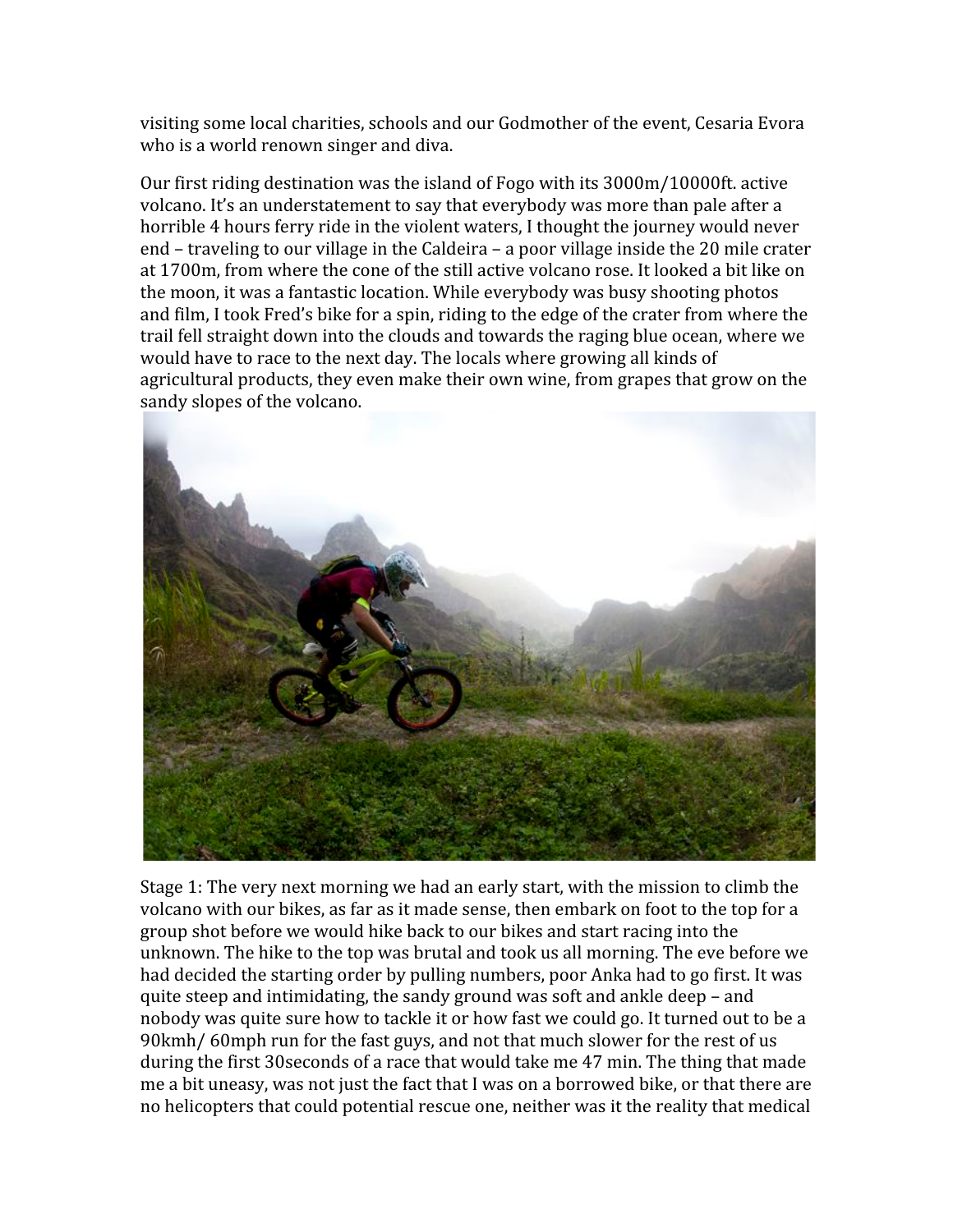visiting some local charities, schools and our Godmother of the event, Cesaria Evora who is a world renown singer and diva.

Our first riding destination was the island of Fogo with its 3000m/10000ft. active volcano. It's an understatement to say that everybody was more than pale after a horrible 4 hours ferry ride in the violent waters, I thought the journey would never end – traveling to our village in the Caldeira – a poor village inside the 20 mile crater at 1700m, from where the cone of the still active volcano rose. It looked a bit like on the moon, it was a fantastic location. While everybody was busy shooting photos and film, I took Fred's bike for a spin, riding to the edge of the crater from where the trail fell straight down into the clouds and towards the raging blue ocean, where we would have to race to the next day. The locals where growing all kinds of agricultural products, they even make their own wine, from grapes that grow on the sandy slopes of the volcano.

Stage 1: The very next morning we had an early start, with the mission to climb the volcano with our bikes, as far as it made sense, then embark on foot to the top for a group shot before we would hike back to our bikes and start racing into the unknown. The hike to the top was brutal and took us all morning. The eve before we had decided the starting order by pulling numbers, poor Anka had to go first. It was quite steep and intimidating, the sandy ground was soft and ankle deep – and nobody was quite sure how to tackle it or how fast we could go. It turned out to be a 90kmh/ 60mph run for the fast guys, and not that much slower for the rest of us during the first 30seconds of a race that would take me 47 min. The thing that made me a bit uneasy, was not just the fact that I was on a borrowed bike, or that there are no helicopters that could potential rescue one, neither was it the reality that medical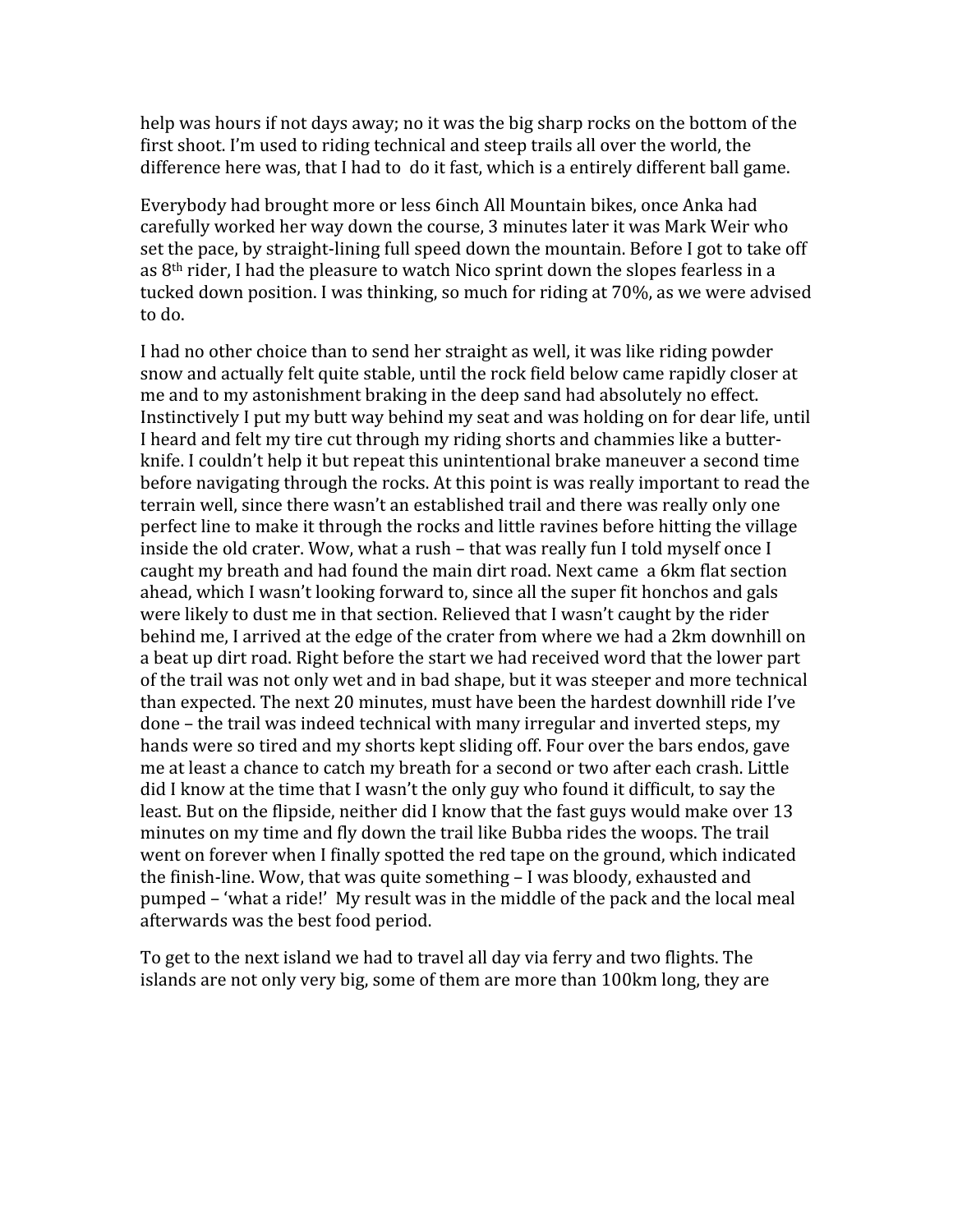help was hours if not days away; no it was the big sharp rocks on the bottom of the first shoot. I'm used to riding technical and steep trails all over the world, the difference here was, that I had to  do it fast, which is a entirely different ball game.

Everybody had brought more or less 6inch All Mountain bikes, once Anka had carefully worked her way down the course, 3 minutes later it was Mark Weir who set the pace, by straight-lining full speed down the mountain. Before I got to take off as 8th rider, I had the pleasure to watch Nico sprint down the slopes fearless in a tucked down position. I was thinking, so much for riding at 70%, as we were advised to do.

I had no other choice than to send her straight as well, it was like riding powder snow and actually felt quite stable, until the rock field below came rapidly closer at me and to my astonishment braking in the deep sand had absolutely no effect. Instinctively I put my butt way behind my seat and was holding on for dear life, until I heard and felt my tire cut through my riding shorts and chammies like a butter-knife. I couldn't help it but repeat this unintentional brake maneuver a second time before navigating through the rocks. At this point is was really important to read the terrain well, since there wasn't an established trail and there was really only one perfect line to make it through the rocks and little ravines before hitting the village inside the old crater. Wow, what a rush – that was really fun I told myself once I caught my breath and had found the main dirt road. Next came  a 6km flat section ahead, which I wasn't looking forward to, since all the super fit honchos and gals were likely to dust me in that section. Relieved that I wasn't caught by the rider behind me, I arrived at the edge of the crater from where we had a 2km downhill on a beat up dirt road. Right before the start we had received word that the lower part of the trail was not only wet and in bad shape, but it was steeper and more technical than expected. The next 20 minutes, must have been the hardest downhill ride I've done – the trail was indeed technical with many irregular and inverted steps, my hands were so tired and my shorts kept sliding off. Four over the bars endos, gave me at least a chance to catch my breath for a second or two after each crash. Little did I know at the time that I wasn't the only guy who found it difficult, to say the least. But on the flipside, neither did I know that the fast guys would make over 13 minutes on my time and fly down the trail like Bubba rides the woops. The trail went on forever when I finally spotted the red tape on the ground, which indicated the finish-line. Wow, that was quite something – I was bloody, exhausted and pumped – 'what a ride!'  My result was in the middle of the pack and the local meal afterwards was the best food period.

To get to the next island we had to travel all day via ferry and two flights. The islands are not only very big, some of them are more than 100km long, they are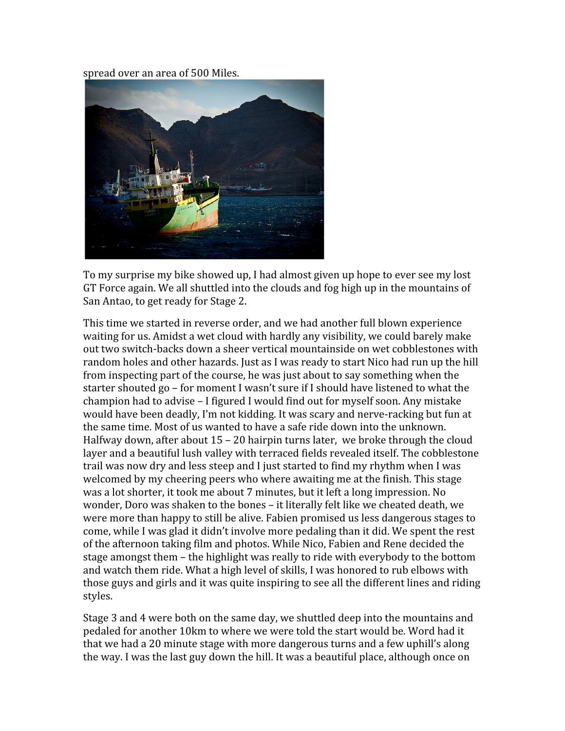spread over an area of 500 Miles.

To my surprise my bike showed up, I had almost given up hope to ever see my lost GT Force again. We all shuttled into the clouds and fog high up in the mountains of San Antao, to get ready for Stage 2.

This time we started in reverse order, and we had another full blown experience waiting for us. Amidst a wet cloud with hardly any visibility, we could barely make out two switch-backs down a sheer vertical mountainside on wet cobblestones with random holes and other hazards. Just as I was ready to start Nico had run up the hill from inspecting part of the course, he was just about to say something when the starter shouted go – for moment I wasn't sure if I should have listened to what the champion had to advise – I figured I would find out for myself soon. Any mistake would have been deadly, I'm not kidding. It was scary and nerve-racking but fun at the same time. Most of us wanted to have a safe ride down into the unknown. Halfway down, after about 15 – 20 hairpin turns later, we broke through the cloud layer and a beautiful lush valley with terraced fields revealed itself. The cobblestone trail was now dry and less steep and I just started to find my rhythm when I was welcomed by my cheering peers who where awaiting me at the finish. This stage was a lot shorter, it took me about 7 minutes, but it left a long impression. No wonder, Doro was shaken to the bones – it literally felt like we cheated death, we were more than happy to still be alive. Fabien promised us less dangerous stages to come, while I was glad it didn't involve more pedaling than it did. We spent the rest of the afternoon taking film and photos. While Nico, Fabien and Rene decided the stage amongst them – the highlight was really to ride with everybody to the bottom and watch them ride. What a high level of skills, I was honored to rub elbows with those guys and girls and it was quite inspiring to see all the different lines and riding styles.

Stage 3 and 4 were both on the same day, we shuttled deep into the mountains and pedaled for another 10km to where we were told the start would be. Word had it that we had a 20 minute stage with more dangerous turns and a few uphill's along the way. I was the last guy down the hill. It was a beautiful place, although once on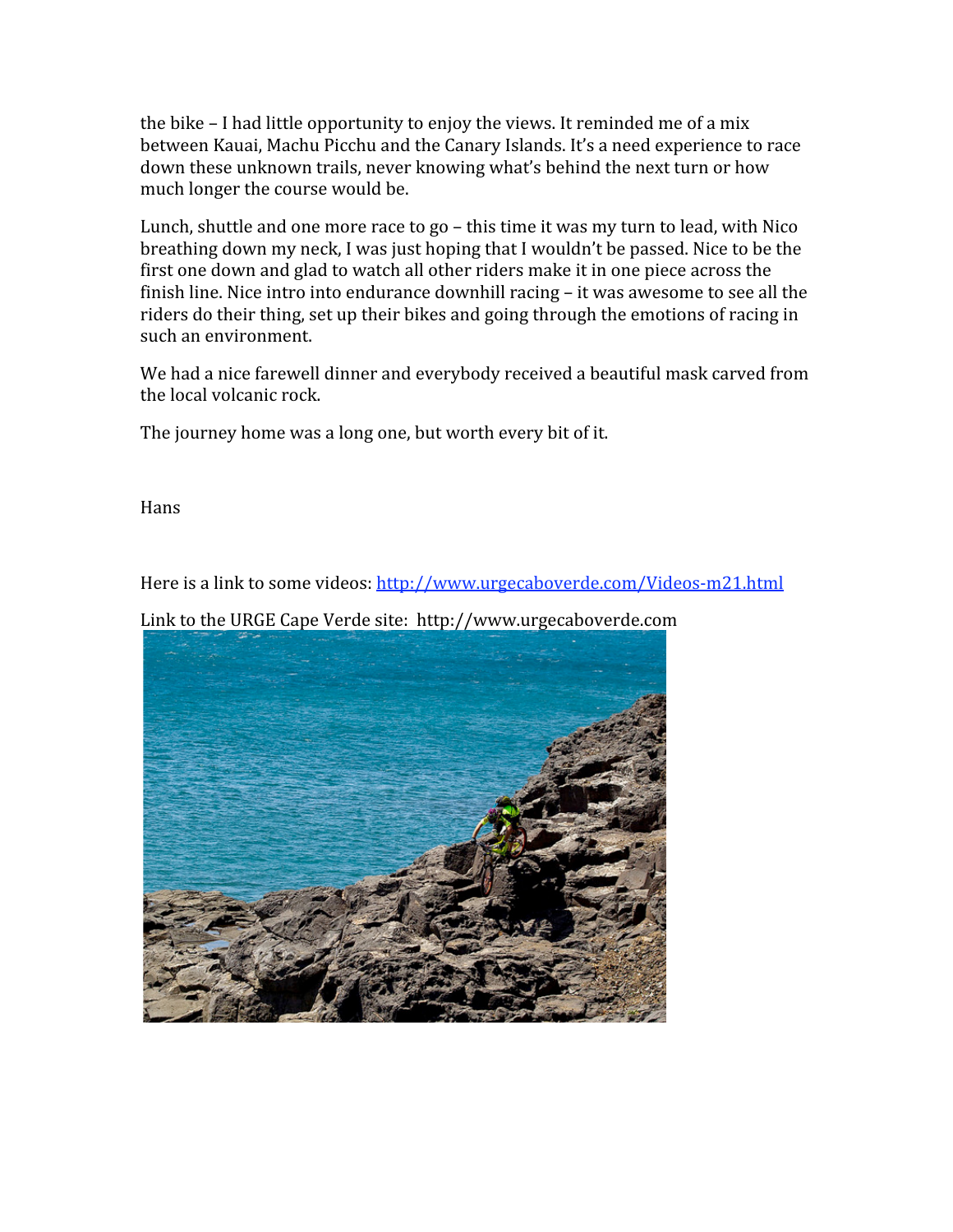the bike – I had little opportunity to enjoy the views. It reminded me of a mix between Kauai, Machu Picchu and the Canary Islands. It's a need experience to race down these unknown trails, never knowing what's behind the next turn or how much longer the course would be.

Lunch, shuttle and one more race to go – this time it was my turn to lead, with Nico breathing down my neck, I was just hoping that I wouldn't be passed. Nice to be the first one down and glad to watch all other riders make it in one piece across the finish line. Nice intro into endurance downhill racing – it was awesome to see all the riders do their thing, set up their bikes and going through the emotions of racing in such an environment.

We had a nice farewell dinner and everybody received a beautiful mask carved from the local volcanic rock.

The journey home was a long one, but worth every bit of it.

Hans

Here is a link to some videos: [http://www.urgecaboverde.com/Videos-m21.html](http://www.urgecaboverde.com/Videos-m21.html)

Link to the URGE Cape Verde site: http://www.urgecaboverde.com